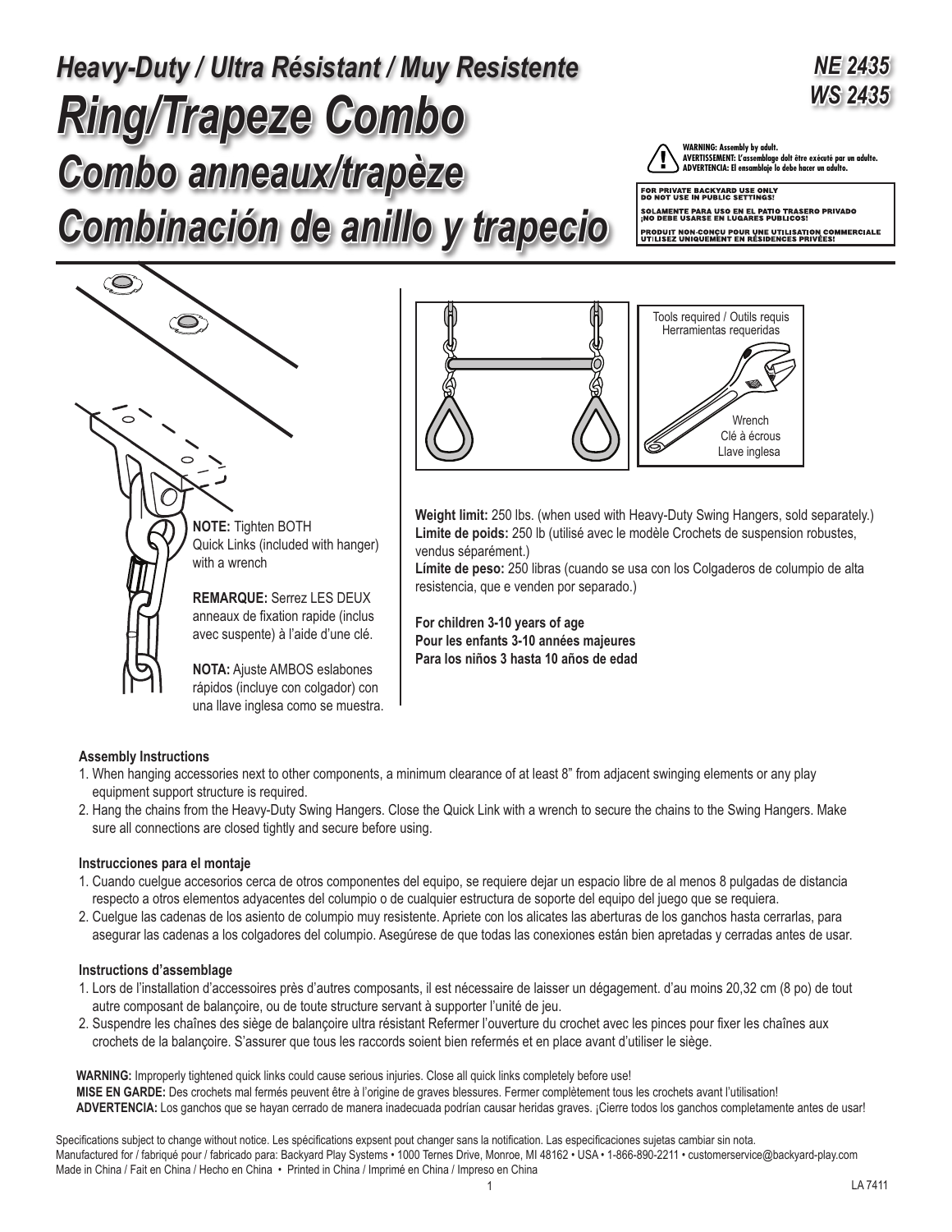# Heavy-Duty / Ultra Résistant / Muy Resistente

# Ring/Trapeze Combo

# Combo anneaux/trapèze

# Combinación de anillo y trapecio

**NE 2435**
**WS 2435**

**WARNING: Assembly by adult.**
**AVERTISSEMENT: L'assemblage doit être exécuté par un adulte.**
**ADVERTENCIA: El ensamblaje lo debe hacer un adulto.**

**FOR PRIVATE BACKYARD USE ONLY**
**DO NOT USE IN PUBLIC SETTINGS!**

**SOLAMENTE PARA USO EN EL PATIO TRASERO PRIVADO**
**¡NO DEBE USARSE EN LUGARES PUBLICOS!**

**PRODUIT NON-CONÇU POUR UNE UTILISATION COMMERCIALE**
**UTILISEZ UNIQUEMENT EN RÉSIDENCES PRIVÉES!**

**NOTE:** Tighten BOTH Quick Links (included with hanger) with a wrench

**REMARQUE:** Serrez LES DEUX anneaux de fixation rapide (inclus avec suspente) à l'aide d'une clé.

**NOTA:** Ajuste AMBOS eslabones rápidos (incluye con colgador) con una llave inglesa como se muestra.

Tools required / Outils requis
Herramientas requeridas

Wrench
Clé à écrous
Llave inglesa

**Weight limit:** 250 lbs. (when used with Heavy-Duty Swing Hangers, sold separately.)
**Limite de poids:** 250 lb (utilisé avec le modèle Crochets de suspension robustes, vendus séparément.)
**Límite de peso:** 250 libras (cuando se usa con los Colgaderos de columpio de alta resistencia, que e venden por separado.)

**For children 3-10 years of age**
**Pour les enfants 3-10 années majeures**
**Para los niños 3 hasta 10 años de edad**

### Assembly Instructions

1. When hanging accessories next to other components, a minimum clearance of at least 8" from adjacent swinging elements or any play equipment support structure is required.
2. Hang the chains from the Heavy-Duty Swing Hangers. Close the Quick Link with a wrench to secure the chains to the Swing Hangers. Make sure all connections are closed tightly and secure before using.

### Instrucciones para el montaje

1. Cuando cuelgue accesorios cerca de otros componentes del equipo, se requiere dejar un espacio libre de al menos 8 pulgadas de distancia respecto a otros elementos adyacentes del columpio o de cualquier estructura de soporte del equipo del juego que se requiera.
2. Cuelgue las cadenas de los asiento de columpio muy resistente. Apriete con los alicates las aberturas de los ganchos hasta cerrarlas, para asegurar las cadenas a los colgadores del columpio. Asegúrese de que todas las conexiones están bien apretadas y cerradas antes de usar.

### Instructions d'assemblage

1. Lors de l'installation d'accessoires près d'autres composants, il est nécessaire de laisser un dégagement. d'au moins 20,32 cm (8 po) de tout autre composant de balançoire, ou de toute structure servant à supporter l'unité de jeu.
2. Suspendre les chaînes des siège de balançoire ultra résistant Refermer l'ouverture du crochet avec les pinces pour fixer les chaînes aux crochets de la balançoire. S'assurer que tous les raccords soient bien refermés et en place avant d'utiliser le siège.

**WARNING:** Improperly tightened quick links could cause serious injuries. Close all quick links completely before use!
**MISE EN GARDE:** Des crochets mal fermés peuvent être à l'origine de graves blessures. Fermer complètement tous les crochets avant l'utilisation!
**ADVERTENCIA:** Los ganchos que se hayan cerrado de manera inadecuada podrían causar heridas graves. ¡Cierre todos los ganchos completamente antes de usar!

Specifications subject to change without notice. Les spécifications expsent pout changer sans la notification. Las especificaciones sujetas cambiar sin nota.
Manufactured for / fabriqué pour / fabricado para: Backyard Play Systems • 1000 Ternes Drive, Monroe, MI 48162 • USA • 1-866-890-2211 • customerservice@backyard-play.com
Made in China / Fait en Chine / Hecho en China • Printed in China / Imprimé en China / Impreso en China

LA 7411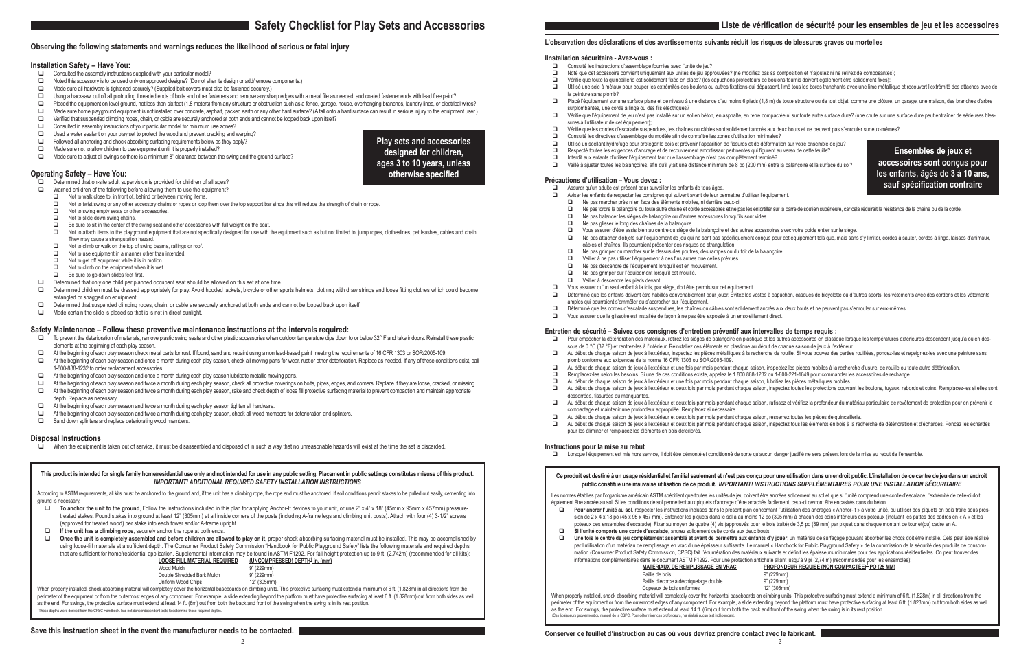# Safety Checklist for Play Sets and Accessories

**Observing the following statements and warnings reduces the likelihood of serious or fatal injury**

**Play sets and accessories designed for children, ages 3 to 10 years, unless otherwise specified**

## Installation Safety – Have You:

- ❑ Consulted the assembly instructions supplied with your particular model?
- ❑ Noted this accessory is to be used only on approved designs? (Do not alter its design or add/remove components.)
- ❑ Made sure all hardware is tightened securely? (Supplied bolt covers must also be fastened securely.)
- ❑ Using a hacksaw, cut off all protruding threaded ends of bolts and other fasteners and remove any sharp edges with a metal file as needed, and coated fastener ends with lead free paint?
- ❑ Placed the equipment on level ground, not less than six feet (1.8 meters) from any structure or obstruction such as a fence, garage, house, overhanging branches, laundry lines, or electrical wires?
- ❑ Made sure home playground equipment is not installed over concrete, asphalt, packed earth or any other hard surface? (A fall onto a hard surface can result in serious injury to the equipment user.)
- ❑ Verified that suspended climbing ropes, chain, or cable are securely anchored at both ends and cannot be looped back upon itself?
- ❑ Consulted in assembly instructions of your particular model for minimum use zones?
- ❑ Used a water sealant on your play set to protect the wood and prevent cracking and warping?
- ❑ Followed all anchoring and shock absorbing surfacing requirements below as they apply?
- ❑ Made sure not to allow children to use equipment until it is properly installed?
- ❑ Made sure to adjust all swings so there is a minimum 8" clearance between the swing and the ground surface?

## Operating Safety – Have You:

- ❑ Determined that on-site adult supervision is provided for children of all ages?
- ❑ Warned children of the following before allowing them to use the equipment?
  - ❑ Not to walk close to, in front of, behind or between moving items.
  - ❑ Not to twist swing or any other accessory chains or ropes or loop them over the top support bar since this will reduce the strength of chain or rope.
  - ❑ Not to swing empty seats or other accessories.
  - ❑ Not to slide down swing chains.
  - ❑ Be sure to sit in the center of the swing seat and other accessories with full weight on the seat.
  - ❑ Not to attach items to the playground equipment that are not specifically designed for use with the equipment such as but not limited to, jump ropes, clotheslines, pet leashes, cables and chain. They may cause a strangulation hazard.
  - ❑ Not to climb or walk on the top of swing beams, railings or roof.
  - ❑ Not to use equipment in a manner other than intended.
  - ❑ Not to get off equipment while it is in motion.
  - ❑ Not to climb on the equipment when it is wet.
  - ❑ Be sure to go down slides feet first.
- ❑ Determined that only one child per planned occupant seat should be allowed on this set at one time.
- ❑ Determined children must be dressed appropriately for play. Avoid hooded jackets, bicycle or other sports helmets, clothing with draw strings and loose fitting clothes which could become entangled or snagged on equipment.
- ❑ Determined that suspended climbing ropes, chain, or cable are securely anchored at both ends and cannot be looped back upon itself.
- ❑ Made certain the slide is placed so that is is not in direct sunlight.

## Safety Maintenance – Follow these preventive maintenance instructions at the intervals required:

- ❑ To prevent the deterioration of materials, remove plastic swing seats and other plastic accessories when outdoor temperature dips down to or below 32° F and take indoors. Reinstall these plastic elements at the beginning of each play season.
- ❑ At the beginning of each play season check metal parts for rust. If found, sand and repaint using a non lead-based paint meeting the requirements of 16 CFR 1303 or SOR/2005-109.
- ❑ At the beginning of each play season and once a month during each play season, check all moving parts for wear, rust or other deterioration. Replace as needed. If any of these conditions exist, call 1-800-888-1232 to order replacement accessories.
- ❑ At the beginning of each play season and once a month during each play season lubricate metallic moving parts.
- ❑ At the beginning of each play season and twice a month during each play season, check all protective coverings on bolts, pipes, edges, and corners. Replace if they are loose, cracked, or missing.
- ❑ At the beginning of each play season and twice a month during each play season, rake and check depth of loose fill protective surfacing material to prevent compaction and maintain appropriate depth. Replace as necessary.
- ❑ At the beginning of each play season and twice a month during each play season tighten all hardware.
- ❑ At the beginning of each play season and twice a month during each play season, check all wood members for deterioration and splinters.
- ❑ Sand down splinters and replace deteriorating wood members.

## Disposal Instructions

- ❑ When the equipment is taken out of service, it must be disassembled and disposed of in such a way that no unreasonable hazards will exist at the time the set is discarded.

**This product is intended for single family home/residential use only and not intended for use in any public setting. Placement in public settings constitutes misuse of this product.**
***IMPORTANT! ADDITIONAL REQUIRED SAFETY INSTALLATION INSTRUCTIONS***

According to ASTM requirements, all kits must be anchored to the ground and, if the unit has a climbing rope, the rope end must be anchored. If soil conditions permit stakes to be pulled out easily, cementing into ground is necessary.

- ❑ **To anchor the unit to the ground**, Follow the instructions included in this plan for applying Anchor-It devices to your unit, or use 2" x 4" x 18" (45mm x 95mm x 457mm) pressure-treated stakes. Pound stakes into ground at least 12" (305mm) at all inside corners of the posts (including A-frame legs and climbing unit posts). Attach with four (4) 3-1/2" screws (approved for treated wood) per stake into each tower and/or A-frame upright.
- ❑ **If the unit has a climbing rope**, securely anchor the rope at both ends.
- ❑ **Once the unit is completely assembled and before children are allowed to play on it**, proper shock-absorbing surfacing material must be installed. This may be accomplished by using loose-fill materials at a sufficient depth. The Consumer Product Safety Commission "Handbook for Public Playground Safety" lists the following materials and required depths that are sufficient for home/residential application. Supplemental information may be found in ASTM F1292. For fall height protection up to 9 ft. (2.742m) (recommended for all kits):

| LOOSE FILL MATERIAL REQUIRED | (UNCOMPRESSED) DEPTH[1] in. (mm) |
|---|---|
| Wood Mulch | 9" (229mm) |
| Double Shredded Bark Mulch | 9" (229mm) |
| Uniform Wood Chips | 12" (305mm) |

When properly installed, shock absorbing material will completely cover the horizontal baseboards on climbing units. This protective surfacing must extend a minimum of 6 ft. (1.828m) in all directions from the perimeter of the equipment or from the outermost edges of any component. For example, a slide extending beyond the platform must have protective surfacing at least 6 ft. (1.828mm) out from both sides as well as the end. For swings, the protective surface must extend at least 14 ft. (6m) out from both the back and front of the swing when the swing is in its rest position.

[1]These depths were derived from the CPSC Handbook. has not done independent tests to determine these required depths.

**Save this instruction sheet in the event the manufacturer needs to be contacted.**

# Liste de vérification de sécurité pour les ensembles de jeu et les accessoires

**L'observation des déclarations et des avertissements suivants réduit les risques de blessures graves ou mortelles**

**Ensembles de jeux et accessoires sont conçus pour les enfants, âgés de 3 à 10 ans, sauf spécification contraire**

## IInstallation sécuritaire - Avez-vous :

- ❑ Consulté les instructions d'assemblage fournies avec l'unité de jeu?
- ❑ Noté que cet accessoire convient uniquement aux unités de jeu approuvées? (ne modifiez pas sa composition et n'ajoutez ni ne retirez de composantes);
- ❑ Vérifié que toute la quincaillerie est solidement fixée en place? (les capuchons protecteurs de boulons fournis doivent également être solidement fixés);
- ❑ Utilisé une scie à métaux pour couper les extrémités des boulons ou autres fixations qui dépassent, limé tous les bords tranchants avec une lime métallique et recouvert l'extrémité des attaches avec de la peinture sans plomb?
- ❑ Placé l'équipement sur une surface plane et de niveau à une distance d'au moins 6 pieds (1,8 m) de toute structure ou de tout objet, comme une clôture, un garage, une maison, des branches d'arbre surplombantes, une corde à linge ou des fils électriques?
- ❑ Vérifié que l'équipement de jeu n'est pas installé sur un sol en béton, en asphalte, en terre compactée ni sur toute autre surface dure? (une chute sur une surface dure peut entraîner de sérieuses blessures à l'utilisateur de cet équipement);
- ❑ Vérifié que les cordes d'escalade suspendues, les chaînes ou câbles sont solidement ancrés aux deux bouts et ne peuvent pas s'enrouler sur eux-mêmes?
- ❑ Consulté les directives d'assemblage du modèle afin de connaître les zones d'utilisation minimales?
- ❑ Utilisé un scellant hydrofuge pour protéger le bois et prévenir l'apparition de fissures et de déformation sur votre ensemble de jeu?
- ❑ Respecté toutes les exigences d'ancrage et de recouvrement amortissant pertinentes qui figurent au verso de cette feuille?
- ❑ Interdit aux enfants d'utiliser l'équipement tant que l'assemblage n'est pas complètement terminé?
- ❑ Veillé à ajuster toutes les balançoires, afin qu'il y ait une distance minimum de 8 po (200 mm) entre la balançoire et la surface du sol?

## Précautions d'utilisation – Vous devez :

- ❑ Assurer qu'un adulte est présent pour surveiller les enfants de tous âges.
- ❑ Aviser les enfants de respecter les consignes qui suivent avant de leur permettre d'utiliser l'équipement.
  - ❑ Ne pas marcher près ni en face des éléments mobiles, ni derrière ceux-ci.
  - ❑ Ne pas tordre la balançoire ou toute autre chaîne et corde accessoires et ne pas les entortiller sur la barre de soutien supérieure, car cela réduirait la résistance de la chaîne ou de la corde.
  - ❑ Ne pas balancer les sièges de balançoire ou d'autres accessoires lorsqu'ils sont vides.
  - ❑ Ne pas glisser le long des chaînes de la balançoire.
  - ❑ Vous assurer d'être assis bien au centre du siège de la balançoire et des autres accessoires avec votre poids entier sur le siège.
  - ❑ Ne pas attacher d'objets sur l'équipement de jeu qui ne sont pas spécifiquement conçus pour cet équipement tels que, mais sans s'y limiter, cordes à sauter, cordes à linge, laisses d'animaux, câbles et chaînes. Ils pourraient présenter des risques de strangulation.
  - ❑ Ne pas grimper ou marcher sur le dessus des poutres, des rampes ou du toit de la balançoire.
  - ❑ Veiller à ne pas utiliser l'équipement à des fins autres que celles prévues.
  - ❑ Ne pas descendre de l'équipement lorsqu'il est en mouvement.
  - ❑ Ne pas grimper sur l'équipement lorsqu'il est mouillé.
  - ❑ Veiller à descendre les pieds devant.
- ❑ Vous assurer qu'un seul enfant à la fois, par siège, doit être permis sur cet équipement.
- ❑ Déterminé que les enfants doivent être habillés convenablement pour jouer. Évitez les vestes à capuchon, casques de bicyclette ou d'autres sports, les vêtements avec des cordons et les vêtements amples qui pourraient s'emmêler ou s'accrocher sur l'équipement.
- ❑ Déterminé que les cordes d'escalade suspendues, les chaînes ou câbles sont solidement ancrés aux deux bouts et ne peuvent pas s'enrouler sur eux-mêmes.
- ❑ Vous assurer que la glissoire est installée de façon à ne pas être exposée à un ensoleillement direct.

## Entretien de sécurité – Suivez ces consignes d'entretien préventif aux intervalles de temps requis :

- ❑ Pour empêcher la détérioration des matériaux, retirez les sièges de balançoire en plastique et les autres accessoires en plastique lorsque les températures extérieures descendent jusqu'à ou en dessous de 0 °C (32 °F) et rentrez-les à l'intérieur. Réinstallez ces éléments en plastique au début de chaque saison de jeux à l'extérieur.
- ❑ Au début de chaque saison de jeux à l'extérieur, inspectez les pièces métalliques à la recherche de rouille. Si vous trouvez des parties rouillées, poncez-les et repeignez-les avec une peinture sans plomb conforme aux exigences de la norme 16 CFR 1303 ou SOR/2005-109.
- ❑ Au début de chaque saison de jeux à l'extérieur et une fois par mois pendant chaque saison, inspectez les pièces mobiles à la recherche d'usure, de rouille ou toute autre détérioration. Remplacez-les selon les besoins. Si une de ces conditions existe, appelez le 1 800 888-1232 ou 1-800-221-1849 pour commander les accessoires de rechange.
- ❑ Au début de chaque saison de jeux à l'extérieur et une fois par mois pendant chaque saison, lubrifiez les pièces métalliques mobiles.
- ❑ Au début de chaque saison de jeux à l'extérieur et deux fois par mois pendant chaque saison, inspectez toutes les protections couvrant les boulons, tuyaux, rebords et coins. Remplacez-les si elles sont desserrées, fissurées ou manquantes.
- ❑ Au début de chaque saison de jeux à l'extérieur et deux fois par mois pendant chaque saison, ratissez et vérifiez la profondeur du matériau particulaire de revêtement de protection pour en prévenir le compactage et maintenir une profondeur appropriée. Remplacez si nécessaire.
- ❑ Au début de chaque saison de jeux à l'extérieur et deux fois par mois pendant chaque saison, resserrez toutes les pièces de quincaillerie.
- ❑ Au début de chaque saison de jeux à l'extérieur et deux fois par mois pendant chaque saison, inspectez tous les éléments en bois à la recherche de détérioration et d'échardes. Poncez les échardes pour les éliminer et remplacez les éléments en bois détériorés.

## Instructions pour la mise au rebut

- ❑ Lorsque l'équipement est mis hors service, il doit être démonté et conditionné de sorte qu'aucun danger justifié ne sera présent lors de la mise au rebut de l'ensemble.

**Ce produit est destiné à un usage résidentiel et familial seulement et n'est pas conçu pour une utilisation dans un endroit public. L'installation de ce centre de jeu dans un endroit public constitue une mauvaise utilisation de ce produit.** ***IMPORTANT! INSTRUCTIONS SUPPLÉMENTAIRES POUR UNE INSTALLATION SÉCURITAIRE***

Les normes établies par l'organisme américain ASTM spécifient que toutes les unités de jeu doivent être ancrées solidement au sol et que si l'unité comprend une corde d'escalade, l'extrémité de celle-ci doit également être ancrée au sol. Si les conditions de sol permettent aux piquets d'ancrage d'être arrachés facilement, ceux-ci devront être encastrés dans du béton..

- ❑ **Pour ancrer l'unité au sol**, respecter les instructions incluses dans le présent plan concernant l'utilisation des ancrages « Anchor-It » à votre unité, ou utiliser des piquets en bois traité sous pression de 2 x 4 x 18 po (45 x 95 x 457 mm). Enfoncer les piquets dans le sol à au moins 12 po (305 mm) à chacun des coins intérieurs des poteaux (incluant les pattes des cadres en « A » et les poteaux des ensembles d'escalade). Fixer au moyen de quatre (4) vis (approuvés pour le bois traité) de 3,5 po (89 mm) par piquet dans chaque montant de tour et(ou) cadre en A.
- ❑ **Si l'unité comporte une corde d'escalade**, ancrez solidement cette corde aux deux bouts.
- ❑ **Une fois le centre de jeu complètement assemblé et avant de permettre aux enfants d'y jouer**, un matériau de surfaçage pouvant absorber les chocs doit être installé. Cela peut être réalisé par l'utilisation d'un matériau de remplissage en vrac d'une épaisseur suffisante. Le manuel « Handbook for Public Playground Safety » de la commission de la sécurité des produits de consommation (Consumer Product Safety Commission, CPSC) fait l'énumération des matériaux suivants et définit les épaisseurs minimales pour des applications résidentielles. On peut trouver des informations complémentaires dans le document ASTM F1292. Pour une protection antichute allant jusqu'à 9 pi (2,74 m) (recommandée pour les ensembles):

| MATÉRIAUX DE REMPLISSAGE EN VRAC | PROFONDEUR REQUISE (NON COMPACTÉE)[1] PO (25 MM) |
|---|---|
| Paillis de bois | 9" (229mm) |
| Paillis d'écorce à déchiquetage double | 9" (229mm) |
| Copeaux de bois uniformes | 12" (305mm) |

When properly installed, shock absorbing material will completely cover the horizontal baseboards on climbing units. This protective surfacing must extend a minimum of 6 ft. (1.828m) in all directions from the perimeter of the equipment or from the outermost edges of any component. For example, a slide extending beyond the platform must have protective surfacing at least 6 ft. (1.828mm) out from both sides as well as the end. For swings, the protective surface must extend at least 14 ft. (6m) out from both the back and front of the swing when the swing is in its rest position.

[1]Ces épaisseurs proviennent du manuel de la CSPC. Pour déterminer ces profondeurs, n'a réalisé aucun test indépendant.

**Conserver ce feuillet d'instruction au cas où vous devriez prendre contact avec le fabricant.**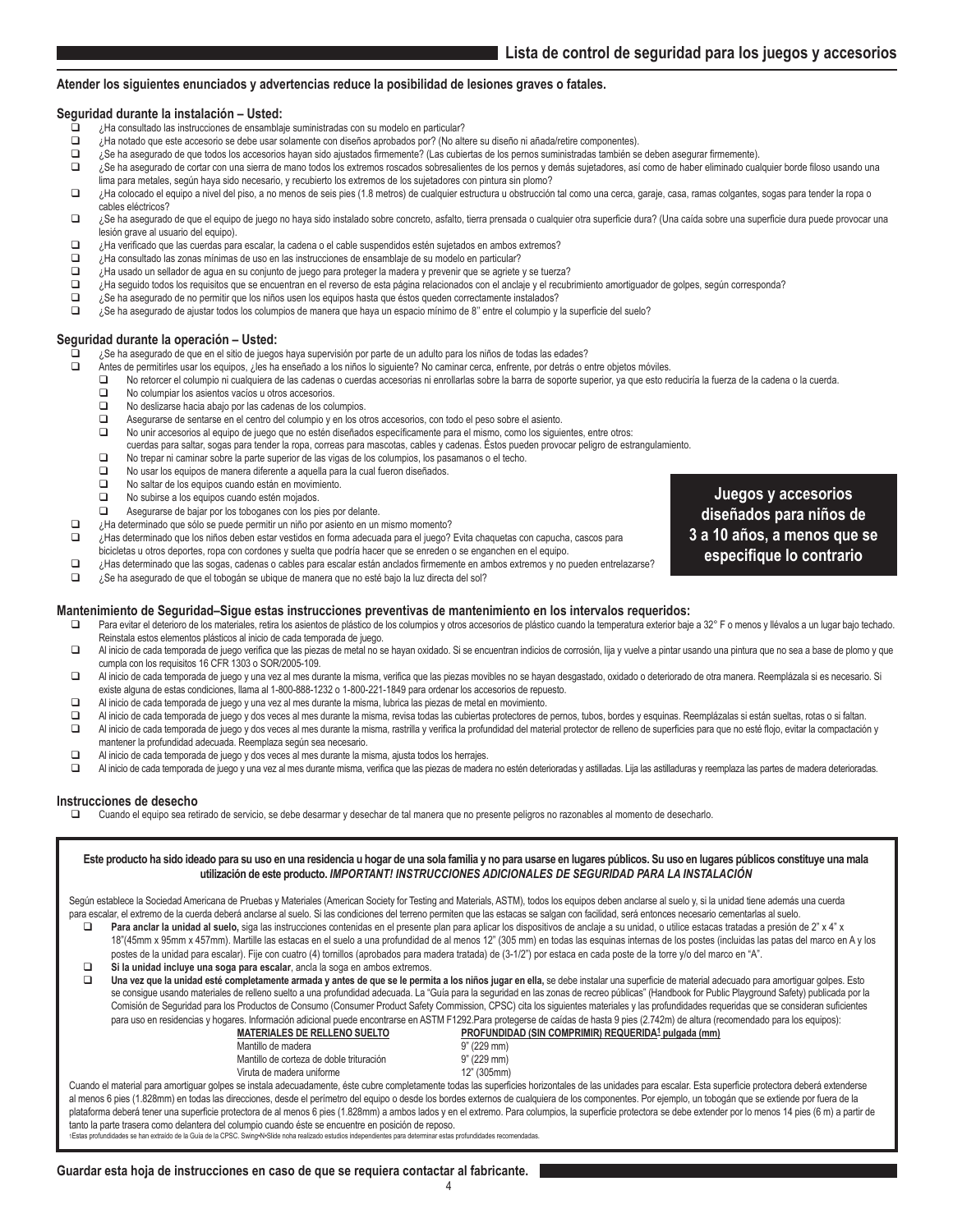## Lista de control de seguridad para los juegos y accesorios

**Atender los siguientes enunciados y advertencias reduce la posibilidad de lesiones graves o fatales.**

### Seguridad durante la instalación – Usted:

- ❑ ¿Ha consultado las instrucciones de ensamblaje suministradas con su modelo en particular?
- ❑ ¿Ha notado que este accesorio se debe usar solamente con diseños aprobados por? (No altere su diseño ni añada/retire componentes).
- ❑ ¿Se ha asegurado de que todos los accesorios hayan sido ajustados firmemente? (Las cubiertas de los pernos suministradas también se deben asegurar firmemente).
- ❑ ¿Se ha asegurado de cortar con una sierra de mano todos los extremos roscados sobresalientes de los pernos y demás sujetadores, así como de haber eliminado cualquier borde filoso usando una lima para metales, según haya sido necesario, y recubierto los extremos de los sujetadores con pintura sin plomo?
- ❑ ¿Ha colocado el equipo a nivel del piso, a no menos de seis pies (1.8 metros) de cualquier estructura u obstrucción tal como una cerca, garaje, casa, ramas colgantes, sogas para tender la ropa o cables eléctricos?
- ❑ ¿Se ha asegurado de que el equipo de juego no haya sido instalado sobre concreto, asfalto, tierra prensada o cualquier otra superficie dura? (Una caída sobre una superficie dura puede provocar una lesión grave al usuario del equipo).
- ❑ ¿Ha verificado que las cuerdas para escalar, la cadena o el cable suspendidos estén sujetados en ambos extremos?
- ❑ ¿Ha consultado las zonas mínimas de uso en las instrucciones de ensamblaje de su modelo en particular?
- ❑ ¿Ha usado un sellador de agua en su conjunto de juego para proteger la madera y prevenir que se agriete y se tuerza?
- ❑ ¿Ha seguido todos los requisitos que se encuentran en el reverso de esta página relacionados con el anclaje y el recubrimiento amortiguador de golpes, según corresponda?
- ❑ ¿Se ha asegurado de no permitir que los niños usen los equipos hasta que éstos queden correctamente instalados?
- ❑ ¿Se ha asegurado de ajustar todos los columpios de manera que haya un espacio mínimo de 8" entre el columpio y la superficie del suelo?

### Seguridad durante la operación – Usted:

- ❑ ¿Se ha asegurado de que en el sitio de juegos haya supervisión por parte de un adulto para los niños de todas las edades?
- ❑ Antes de permitirles usar los equipos, ¿les ha enseñado a los niños lo siguiente? No caminar cerca, enfrente, por detrás o entre objetos móviles.
  - ❑ No retorcer el columpio ni cualquiera de las cadenas o cuerdas accesorias ni enrollarlas sobre la barra de soporte superior, ya que esto reduciría la fuerza de la cadena o la cuerda.
  - ❑ No columpiar los asientos vacíos u otros accesorios.
  - ❑ No deslizarse hacia abajo por las cadenas de los columpios.
  - ❑ Asegurarse de sentarse en el centro del columpio y en los otros accesorios, con todo el peso sobre el asiento.
  - ❑ No unir accesorios al equipo de juego que no estén diseñados específicamente para el mismo, como los siguientes, entre otros: cuerdas para saltar, sogas para tender la ropa, correas para mascotas, cables y cadenas. Éstos pueden provocar peligro de estrangulamiento.
  - ❑ No trepar ni caminar sobre la parte superior de las vigas de los columpios, los pasamanos o el techo.
  - ❑ No usar los equipos de manera diferente a aquella para la cual fueron diseñados.
  - ❑ No saltar de los equipos cuando están en movimiento.
  - ❑ No subirse a los equipos cuando estén mojados.
  - ❑ Asegurarse de bajar por los toboganes con los pies por delante.
- ❑ ¿Ha determinado que sólo se puede permitir un niño por asiento en un mismo momento?
- ❑ ¿Has determinado que los niños deben estar vestidos en forma adecuada para el juego? Evita chaquetas con capucha, cascos para bicicletas u otros deportes, ropa con cordones y suelta que podría hacer que se enreden o se enganchen en el equipo.
- ❑ ¿Has determinado que las sogas, cadenas o cables para escalar están anclados firmemente en ambos extremos y no pueden entrelazarse?
- ❑ ¿Se ha asegurado de que el tobogán se ubique de manera que no esté bajo la luz directa del sol?

**Juegos y accesorios diseñados para niños de 3 a 10 años, a menos que se especifique lo contrario**

### Mantenimiento de Seguridad–Sigue estas instrucciones preventivas de mantenimiento en los intervalos requeridos:

- ❑ Para evitar el deterioro de los materiales, retira los asientos de plástico de los columpios y otros accesorios de plástico cuando la temperatura exterior baje a 32° F o menos y llévalos a un lugar bajo techado. Reinstala estos elementos plásticos al inicio de cada temporada de juego.
- ❑ Al inicio de cada temporada de juego verifica que las piezas de metal no se hayan oxidado. Si se encuentran indicios de corrosión, lija y vuelve a pintar usando una pintura que no sea a base de plomo y que cumpla con los requisitos 16 CFR 1303 o SOR/2005-109.
- ❑ Al inicio de cada temporada de juego y una vez al mes durante la misma, verifica que las piezas movibles no se hayan desgastado, oxidado o deteriorado de otra manera. Reemplázala si es necesario. Si existe alguna de estas condiciones, llama al 1-800-888-1232 o 1-800-221-1849 para ordenar los accesorios de repuesto.
- ❑ Al inicio de cada temporada de juego y una vez al mes durante la misma, lubrica las piezas de metal en movimiento.
- ❑ Al inicio de cada temporada de juego y dos veces al mes durante la misma, revisa todas las cubiertas protectores de pernos, tubos, bordes y esquinas. Reemplázalas si están sueltas, rotas o si faltan.
- ❑ Al inicio de cada temporada de juego y dos veces al mes durante la misma, rastrilla y verifica la profundidad del material protector de relleno de superficies para que no esté flojo, evitar la compactación y mantener la profundidad adecuada. Reemplaza según sea necesario.
- ❑ Al inicio de cada temporada de juego y dos veces al mes durante la misma, ajusta todos los herrajes.
- ❑ Al inicio de cada temporada de juego y una vez al mes durante misma, verifica que las piezas de madera no estén deterioradas y astilladas. Lija las astilladuras y reemplaza las partes de madera deterioradas.

### Instrucciones de desecho

- ❑ Cuando el equipo sea retirado de servicio, se debe desarmar y desechar de tal manera que no presente peligros no razonables al momento de desecharlo.

---

**Este producto ha sido ideado para su uso en una residencia u hogar de una sola familia y no para usarse en lugares públicos. Su uso en lugares públicos constituye una mala utilización de este producto. *IMPORTANT! INSTRUCCIONES ADICIONALES DE SEGURIDAD PARA LA INSTALACIÓN***

Según establece la Sociedad Americana de Pruebas y Materiales (American Society for Testing and Materials, ASTM), todos los equipos deben anclarse al suelo y, si la unidad tiene además una cuerda para escalar, el extremo de la cuerda deberá anclarse al suelo. Si las condiciones del terreno permiten que las estacas se salgan con facilidad, será entonces necesario cementarlas al suelo.

- ❑ **Para anclar la unidad al suelo,** siga las instrucciones contenidas en el presente plan para aplicar los dispositivos de anclaje a su unidad, o utilice estacas tratadas a presión de 2" x 4" x 18"(45mm x 95mm x 457mm). Martille las estacas en el suelo a una profundidad de al menos 12" (305 mm) en todas las esquinas internas de los postes (incluidas las patas del marco en A y los postes de la unidad para escalar). Fije con cuatro (4) tornillos (aprobados para madera tratada) de (3-1/2") por estaca en cada poste de la torre y/o del marco en "A".
- ❑ **Si la unidad incluye una soga para escalar**, ancla la soga en ambos extremos.
- ❑ **Una vez que la unidad esté completamente armada y antes de que se le permita a los niños jugar en ella,** se debe instalar una superficie de material adecuado para amortiguar golpes. Esto se consigue usando materiales de relleno suelto a una profundidad adecuada. La "Guía para la seguridad en las zonas de recreo públicas" (Handbook for Public Playground Safety) publicada por la Comisión de Seguridad para los Productos de Consumo (Consumer Product Safety Commission, CPSC) cita los siguientes materiales y las profundidades requeridas que se consideran suficientes para uso en residencias y hogares. Información adicional puede encontrarse en ASTM F1292.Para protegerse de caídas de hasta 9 pies (2.742m) de altura (recomendado para los equipos):

| MATERIALES DE RELLENO SUELTO | PROFUNDIDAD (SIN COMPRIMIR) REQUERIDA[1] pulgada (mm) |
| --- | --- |
| Mantillo de madera | 9" (229 mm) |
| Mantillo de corteza de doble trituración | 9" (229 mm) |
| Viruta de madera uniforme | 12" (305mm) |

Cuando el material para amortiguar golpes se instala adecuadamente, éste cubre completamente todas las superficies horizontales de las unidades para escalar. Esta superficie protectora deberá extenderse al menos 6 pies (1.828mm) en todas las direcciones, desde el perímetro del equipo o desde los bordes externos de cualquiera de los componentes. Por ejemplo, un tobogán que se extiende por fuera de la plataforma deberá tener una superficie protectora de al menos 6 pies (1.828mm) a ambos lados y en el extremo. Para columpios, la superficie protectora se debe extender por lo menos 14 pies (6 m) a partir de tanto la parte trasera como delantera del columpio cuando éste se encuentre en posición de reposo.

[1]Estas profundidades se han extraído de la Guía de la CPSC. Swing•N•Slide noha realizado estudios independientes para determinar estas profundidades recomendadas.

**Guardar esta hoja de instrucciones en caso de que se requiera contactar al fabricante.**